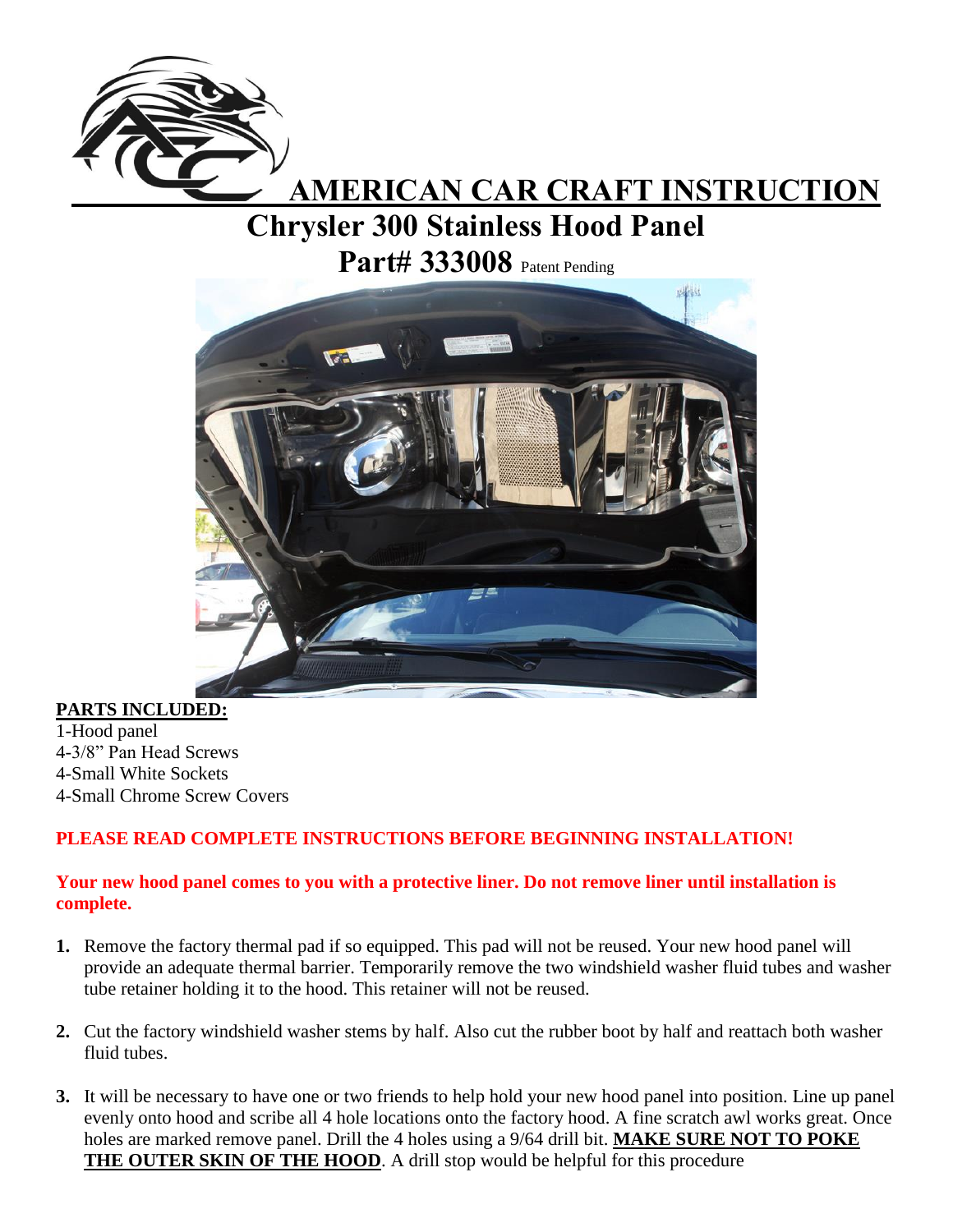# AMERICAN CAR CRAFT INSTRUCTION

## Chrysler 300 Stainless Hood Panel

## Part# 333008 Patent Pending

**PARTS INCLUDED:**

1-Hood panel
4-3/8" Pan Head Screws
4-Small White Sockets
4-Small Chrome Screw Covers

**PLEASE READ COMPLETE INSTRUCTIONS BEFORE BEGINNING INSTALLATION!**

**Your new hood panel comes to you with a protective liner. Do not remove liner until installation is complete.**

1. Remove the factory thermal pad if so equipped. This pad will not be reused. Your new hood panel will provide an adequate thermal barrier. Temporarily remove the two windshield washer fluid tubes and washer tube retainer holding it to the hood. This retainer will not be reused.

2. Cut the factory windshield washer stems by half. Also cut the rubber boot by half and reattach both washer fluid tubes.

3. It will be necessary to have one or two friends to help hold your new hood panel into position. Line up panel evenly onto hood and scribe all 4 hole locations onto the factory hood. A fine scratch awl works great. Once holes are marked remove panel. Drill the 4 holes using a 9/64 drill bit. **MAKE SURE NOT TO POKE THE OUTER SKIN OF THE HOOD**. A drill stop would be helpful for this procedure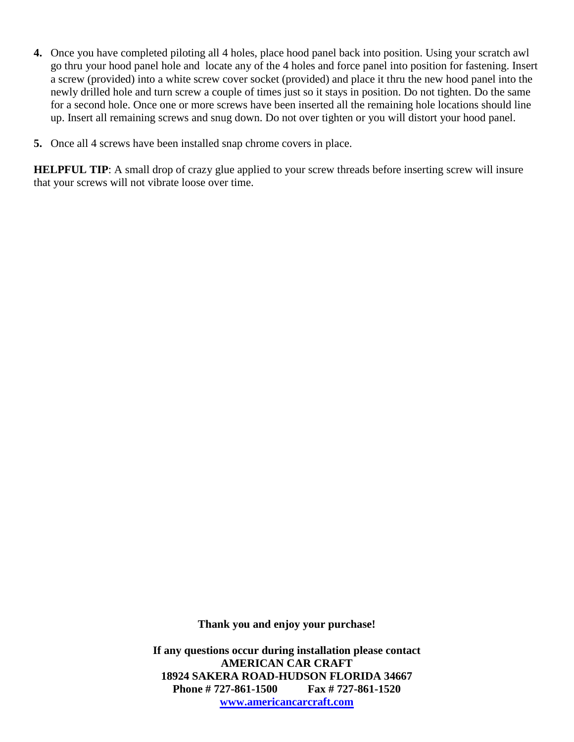4. Once you have completed piloting all 4 holes, place hood panel back into position. Using your scratch awl go thru your hood panel hole and  locate any of the 4 holes and force panel into position for fastening. Insert a screw (provided) into a white screw cover socket (provided) and place it thru the new hood panel into the newly drilled hole and turn screw a couple of times just so it stays in position. Do not tighten. Do the same for a second hole. Once one or more screws have been inserted all the remaining hole locations should line up. Insert all remaining screws and snug down. Do not over tighten or you will distort your hood panel.

5. Once all 4 screws have been installed snap chrome covers in place.

**HELPFUL TIP**: A small drop of crazy glue applied to your screw threads before inserting screw will insure that your screws will not vibrate loose over time.

**Thank you and enjoy your purchase!**

**If any questions occur during installation please contact**
**AMERICAN CAR CRAFT**
**18924 SAKERA ROAD-HUDSON FLORIDA 34667**
**Phone # 727-861-1500          Fax # 727-861-1520**
**www.americancarcraft.com**